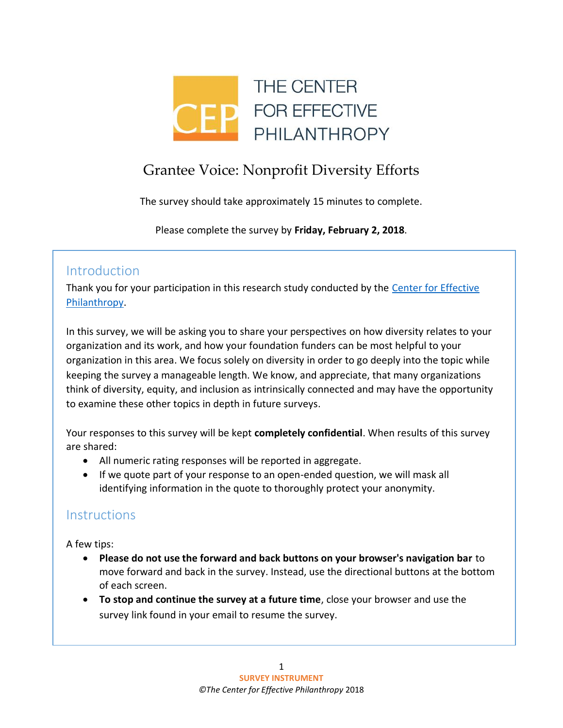# THE CENTER FOR EFFECTIVE PHILANTHROPY

## Grantee Voice: Nonprofit Diversity Efforts

The survey should take approximately 15 minutes to complete.

Please complete the survey by **Friday, February 2, 2018**.

### Introduction

Thank you for your participation in this research study conducted by the Center for Effective Philanthropy.

In this survey, we will be asking you to share your perspectives on how diversity relates to your organization and its work, and how your foundation funders can be most helpful to your organization in this area. We focus solely on diversity in order to go deeply into the topic while keeping the survey a manageable length. We know, and appreciate, that many organizations think of diversity, equity, and inclusion as intrinsically connected and may have the opportunity to examine these other topics in depth in future surveys.

Your responses to this survey will be kept **completely confidential**. When results of this survey are shared:

- All numeric rating responses will be reported in aggregate.
- If we quote part of your response to an open-ended question, we will mask all identifying information in the quote to thoroughly protect your anonymity.

### Instructions

A few tips:

- **Please do not use the forward and back buttons on your browser's navigation bar** to move forward and back in the survey. Instead, use the directional buttons at the bottom of each screen.
- **To stop and continue the survey at a future time**, close your browser and use the survey link found in your email to resume the survey.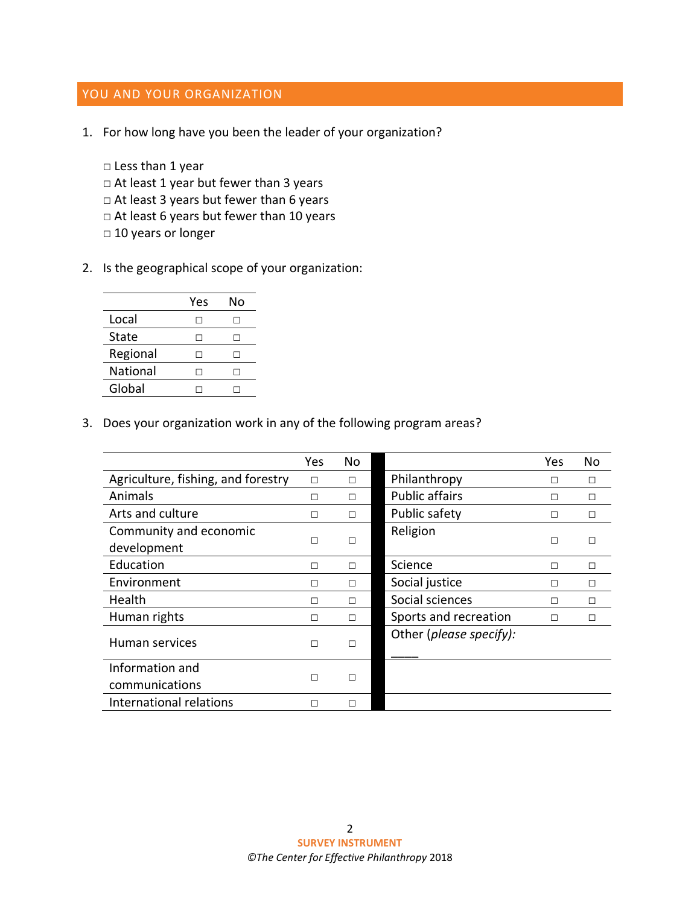## YOU AND YOUR ORGANIZATION

1. For how long have you been the leader of your organization?

   □ Less than 1 year
   □ At least 1 year but fewer than 3 years
   □ At least 3 years but fewer than 6 years
   □ At least 6 years but fewer than 10 years
   □ 10 years or longer

2. Is the geographical scope of your organization:

| | Yes | No |
|---|---|---|
| Local | □ | □ |
| State | □ | □ |
| Regional | □ | □ |
| National | □ | □ |
| Global | □ | □ |

3. Does your organization work in any of the following program areas?

| | Yes | No | | Yes | No |
|---|---|---|---|---|---|
| Agriculture, fishing, and forestry | □ | □ | Philanthropy | □ | □ |
| Animals | □ | □ | Public affairs | □ | □ |
| Arts and culture | □ | □ | Public safety | □ | □ |
| Community and economic development | □ | □ | Religion | □ | □ |
| Education | □ | □ | Science | □ | □ |
| Environment | □ | □ | Social justice | □ | □ |
| Health | □ | □ | Social sciences | □ | □ |
| Human rights | □ | □ | Sports and recreation | □ | □ |
| Human services | □ | □ | Other (*please specify*): ____ | | |
| Information and communications | □ | □ | | | |
| International relations | □ | □ | | | |

**SURVEY INSTRUMENT**
©*The Center for Effective Philanthropy* 2018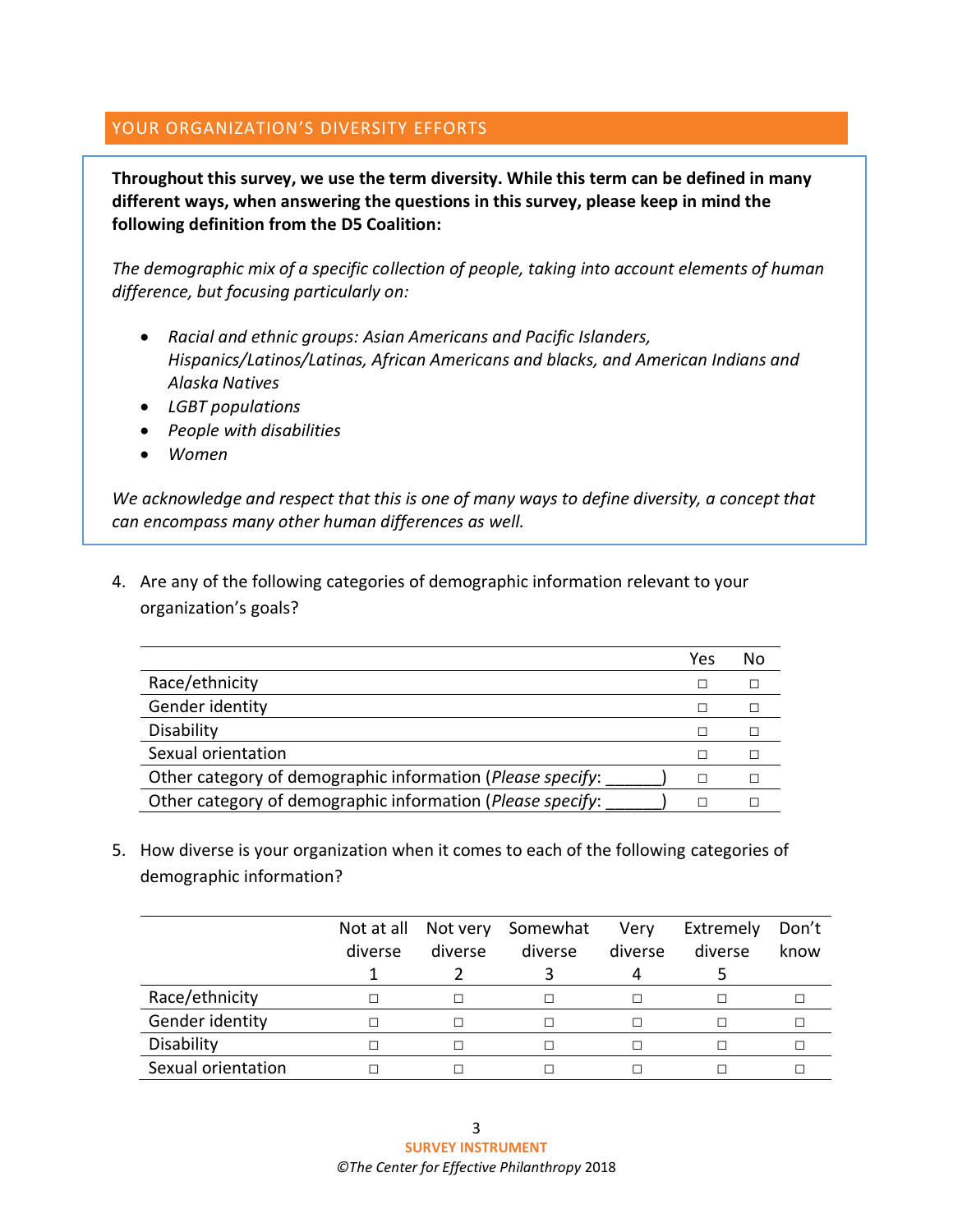## YOUR ORGANIZATION'S DIVERSITY EFFORTS

**Throughout this survey, we use the term diversity. While this term can be defined in many different ways, when answering the questions in this survey, please keep in mind the following definition from the D5 Coalition:**

*The demographic mix of a specific collection of people, taking into account elements of human difference, but focusing particularly on:*

- *Racial and ethnic groups: Asian Americans and Pacific Islanders, Hispanics/Latinos/Latinas, African Americans and blacks, and American Indians and Alaska Natives*
- *LGBT populations*
- *People with disabilities*
- *Women*

*We acknowledge and respect that this is one of many ways to define diversity, a concept that can encompass many other human differences as well.*

4. Are any of the following categories of demographic information relevant to your organization's goals?

| | Yes | No |
|---|---|---|
| Race/ethnicity | □ | □ |
| Gender identity | □ | □ |
| Disability | □ | □ |
| Sexual orientation | □ | □ |
| Other category of demographic information (*Please specify*: ______) | □ | □ |
| Other category of demographic information (*Please specify*: ______) | □ | □ |

5. How diverse is your organization when it comes to each of the following categories of demographic information?

| | Not at all diverse 1 | Not very diverse 2 | Somewhat diverse 3 | Very diverse 4 | Extremely diverse 5 | Don't know |
|---|---|---|---|---|---|---|
| Race/ethnicity | □ | □ | □ | □ | □ | □ |
| Gender identity | □ | □ | □ | □ | □ | □ |
| Disability | □ | □ | □ | □ | □ | □ |
| Sexual orientation | □ | □ | □ | □ | □ | □ |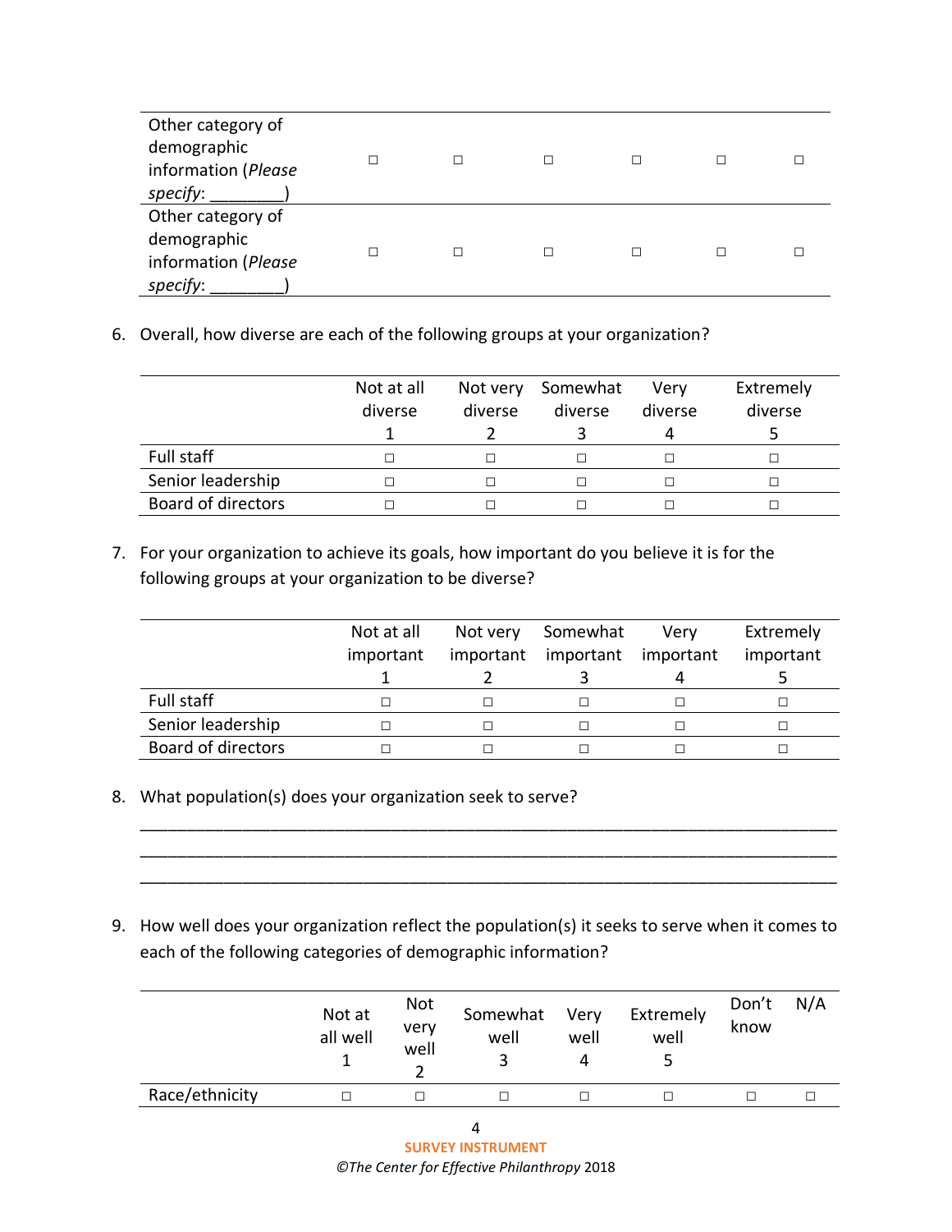| | | | | | | |
|---|---|---|---|---|---|---|
| Other category of demographic information (*Please specify*: ________) | ☐ | ☐ | ☐ | ☐ | ☐ | ☐ |
| Other category of demographic information (*Please specify*: ________) | ☐ | ☐ | ☐ | ☐ | ☐ | ☐ |

6. Overall, how diverse are each of the following groups at your organization?

| | Not at all diverse 1 | Not very diverse 2 | Somewhat diverse 3 | Very diverse 4 | Extremely diverse 5 |
|---|---|---|---|---|---|
| Full staff | ☐ | ☐ | ☐ | ☐ | ☐ |
| Senior leadership | ☐ | ☐ | ☐ | ☐ | ☐ |
| Board of directors | ☐ | ☐ | ☐ | ☐ | ☐ |

7. For your organization to achieve its goals, how important do you believe it is for the following groups at your organization to be diverse?

| | Not at all important 1 | Not very important 2 | Somewhat important 3 | Very important 4 | Extremely important 5 |
|---|---|---|---|---|---|
| Full staff | ☐ | ☐ | ☐ | ☐ | ☐ |
| Senior leadership | ☐ | ☐ | ☐ | ☐ | ☐ |
| Board of directors | ☐ | ☐ | ☐ | ☐ | ☐ |

8. What population(s) does your organization seek to serve?

_____________________________________________________________________________
_____________________________________________________________________________
_____________________________________________________________________________

9. How well does your organization reflect the population(s) it seeks to serve when it comes to each of the following categories of demographic information?

| | Not at all well 1 | Not very well 2 | Somewhat well 3 | Very well 4 | Extremely well 5 | Don't know | N/A |
|---|---|---|---|---|---|---|---|
| Race/ethnicity | ☐ | ☐ | ☐ | ☐ | ☐ | ☐ | ☐ |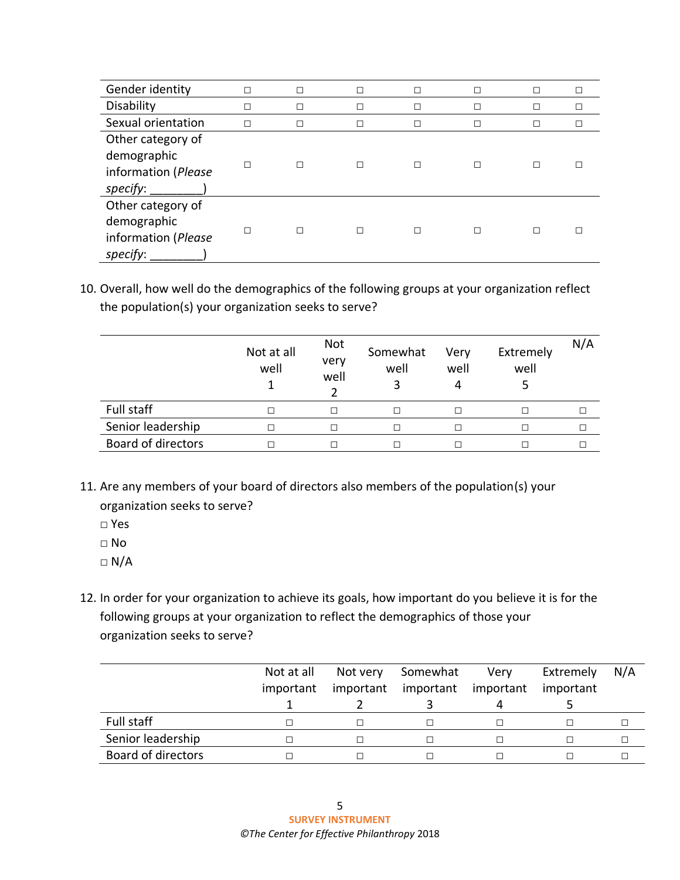| | | | | | | | |
|---|---|---|---|---|---|---|---|
| Gender identity | □ | □ | □ | □ | □ | □ | □ |
| Disability | □ | □ | □ | □ | □ | □ | □ |
| Sexual orientation | □ | □ | □ | □ | □ | □ | □ |
| Other category of demographic information (*Please specify*: ________) | □ | □ | □ | □ | □ | □ | □ |
| Other category of demographic information (*Please specify*: ________) | □ | □ | □ | □ | □ | □ | □ |

10. Overall, how well do the demographics of the following groups at your organization reflect the population(s) your organization seeks to serve?

| | Not at all well 1 | Not very well 2 | Somewhat well 3 | Very well 4 | Extremely well 5 | N/A |
|---|---|---|---|---|---|---|
| Full staff | □ | □ | □ | □ | □ | □ |
| Senior leadership | □ | □ | □ | □ | □ | □ |
| Board of directors | □ | □ | □ | □ | □ | □ |

11. Are any members of your board of directors also members of the population(s) your organization seeks to serve?
    - □ Yes
    - □ No
    - □ N/A

12. In order for your organization to achieve its goals, how important do you believe it is for the following groups at your organization to reflect the demographics of those your organization seeks to serve?

| | Not at all important 1 | Not very important 2 | Somewhat important 3 | Very important 4 | Extremely important 5 | N/A |
|---|---|---|---|---|---|---|
| Full staff | □ | □ | □ | □ | □ | □ |
| Senior leadership | □ | □ | □ | □ | □ | □ |
| Board of directors | □ | □ | □ | □ | □ | □ |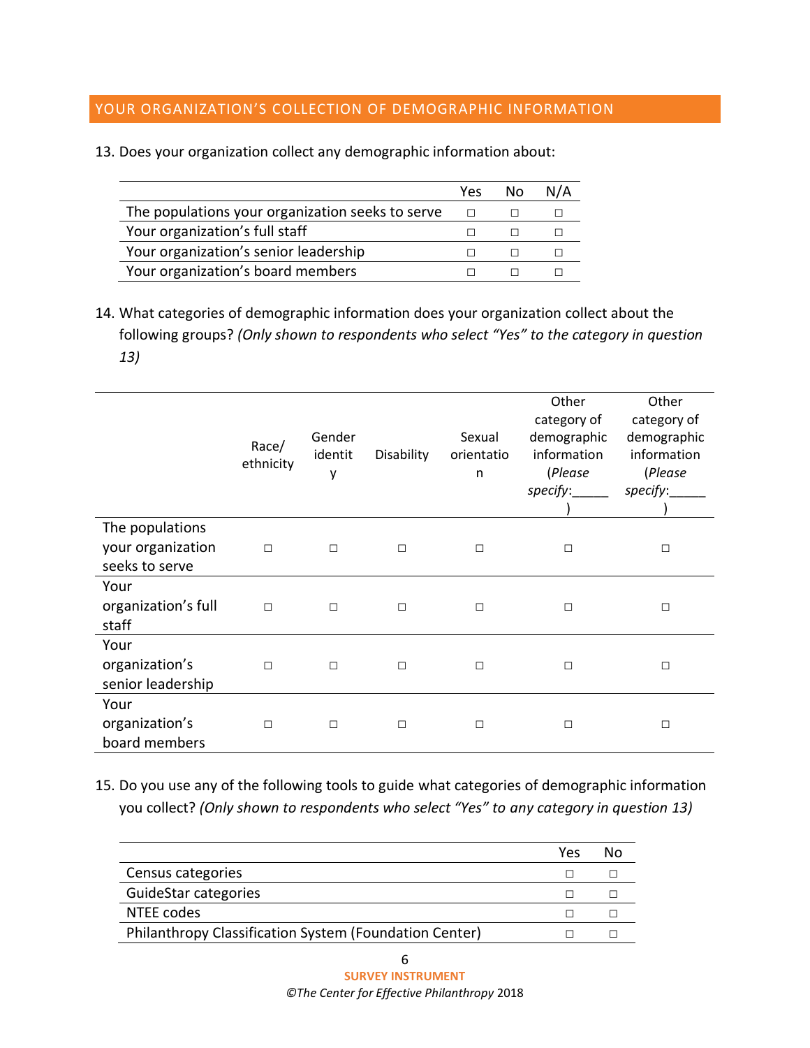## YOUR ORGANIZATION'S COLLECTION OF DEMOGRAPHIC INFORMATION

13. Does your organization collect any demographic information about:

| | Yes | No | N/A |
|---|---|---|---|
| The populations your organization seeks to serve | □ | □ | □ |
| Your organization's full staff | □ | □ | □ |
| Your organization's senior leadership | □ | □ | □ |
| Your organization's board members | □ | □ | □ |

14. What categories of demographic information does your organization collect about the following groups? *(Only shown to respondents who select "Yes" to the category in question 13)*

| | Race/ ethnicity | Gender identity | Disability | Sexual orientation | Other category of demographic information (*Please specify:_____*) | Other category of demographic information (*Please specify:_____*) |
|---|---|---|---|---|---|---|
| The populations your organization seeks to serve | □ | □ | □ | □ | □ | □ |
| Your organization's full staff | □ | □ | □ | □ | □ | □ |
| Your organization's senior leadership | □ | □ | □ | □ | □ | □ |
| Your organization's board members | □ | □ | □ | □ | □ | □ |

15. Do you use any of the following tools to guide what categories of demographic information you collect? *(Only shown to respondents who select "Yes" to any category in question 13)*

| | Yes | No |
|---|---|---|
| Census categories | □ | □ |
| GuideStar categories | □ | □ |
| NTEE codes | □ | □ |
| Philanthropy Classification System (Foundation Center) | □ | □ |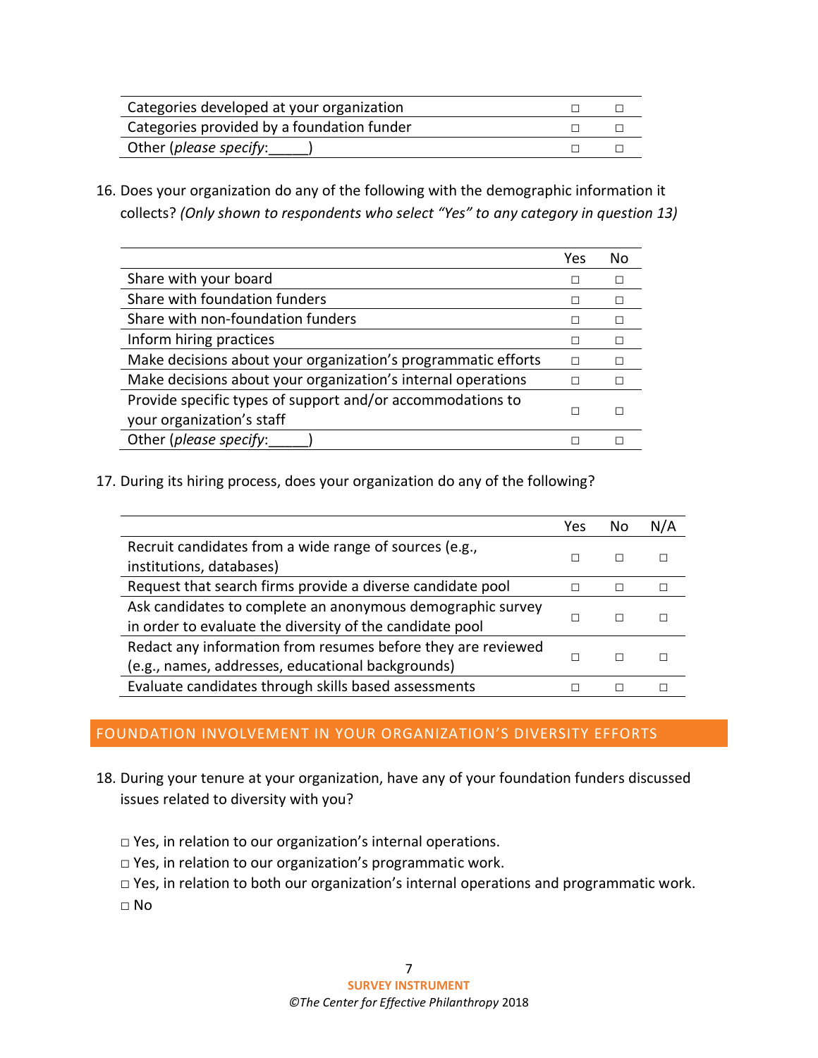| | | |
|---|---|---|
| Categories developed at your organization | □ | □ |
| Categories provided by a foundation funder | □ | □ |
| Other (*please specify*:_____) | □ | □ |

16. Does your organization do any of the following with the demographic information it collects? *(Only shown to respondents who select "Yes" to any category in question 13)*

| | Yes | No |
|---|---|---|
| Share with your board | □ | □ |
| Share with foundation funders | □ | □ |
| Share with non-foundation funders | □ | □ |
| Inform hiring practices | □ | □ |
| Make decisions about your organization's programmatic efforts | □ | □ |
| Make decisions about your organization's internal operations | □ | □ |
| Provide specific types of support and/or accommodations to your organization's staff | □ | □ |
| Other (*please specify*:_____) | □ | □ |

17. During its hiring process, does your organization do any of the following?

| | Yes | No | N/A |
|---|---|---|---|
| Recruit candidates from a wide range of sources (e.g., institutions, databases) | □ | □ | □ |
| Request that search firms provide a diverse candidate pool | □ | □ | □ |
| Ask candidates to complete an anonymous demographic survey in order to evaluate the diversity of the candidate pool | □ | □ | □ |
| Redact any information from resumes before they are reviewed (e.g., names, addresses, educational backgrounds) | □ | □ | □ |
| Evaluate candidates through skills based assessments | □ | □ | □ |

## FOUNDATION INVOLVEMENT IN YOUR ORGANIZATION'S DIVERSITY EFFORTS

18. During your tenure at your organization, have any of your foundation funders discussed issues related to diversity with you?

□ Yes, in relation to our organization's internal operations.
□ Yes, in relation to our organization's programmatic work.
□ Yes, in relation to both our organization's internal operations and programmatic work.
□ No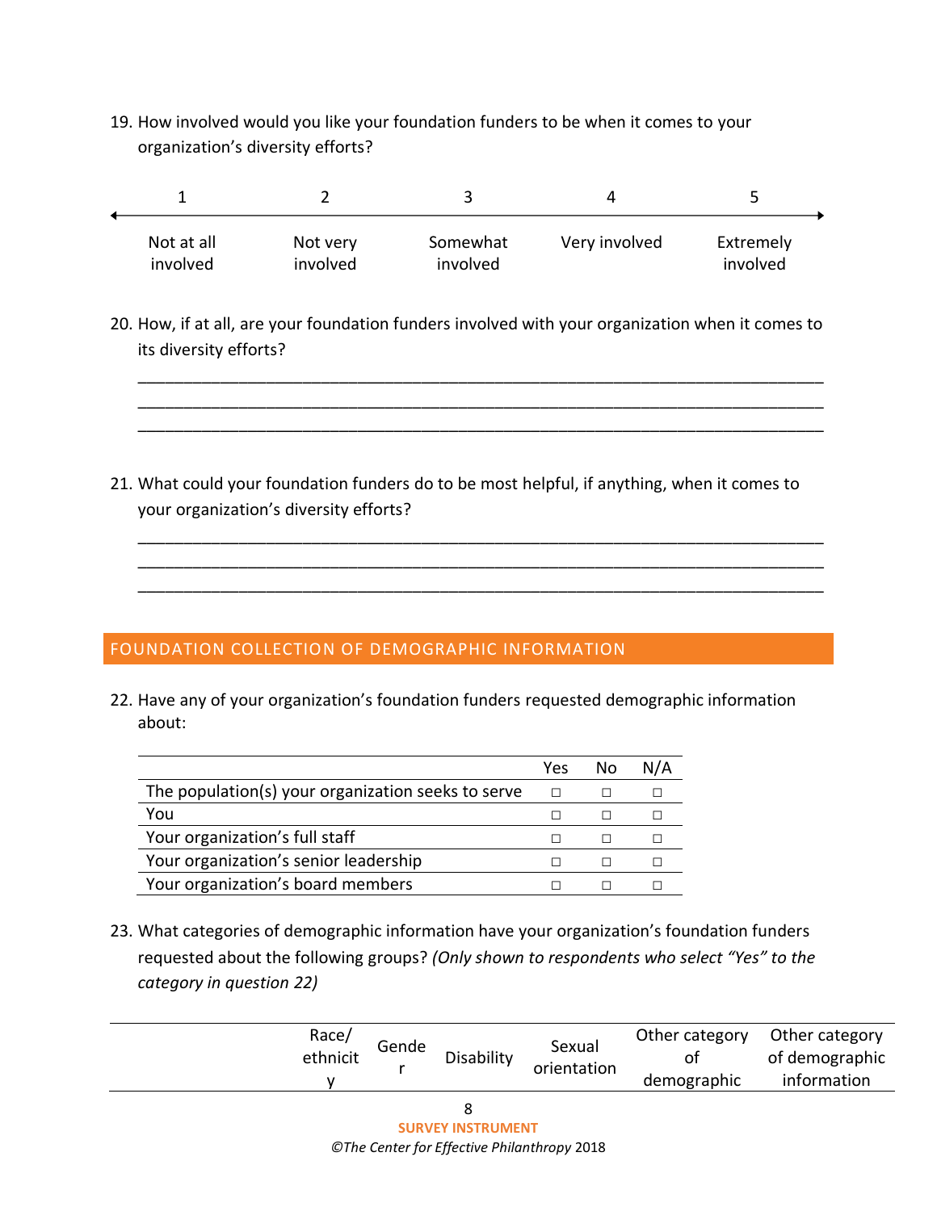19. How involved would you like your foundation funders to be when it comes to your organization's diversity efforts?

| 1 | 2 | 3 | 4 | 5 |
|---|---|---|---|---|
| Not at all involved | Not very involved | Somewhat involved | Very involved | Extremely involved |

20. How, if at all, are your foundation funders involved with your organization when it comes to its diversity efforts?

_______________________________________________________________________________
_______________________________________________________________________________
_______________________________________________________________________________

21. What could your foundation funders do to be most helpful, if anything, when it comes to your organization's diversity efforts?

_______________________________________________________________________________
_______________________________________________________________________________
_______________________________________________________________________________

## FOUNDATION COLLECTION OF DEMOGRAPHIC INFORMATION

22. Have any of your organization's foundation funders requested demographic information about:

| | Yes | No | N/A |
|---|---|---|---|
| The population(s) your organization seeks to serve | □ | □ | □ |
| You | □ | □ | □ |
| Your organization's full staff | □ | □ | □ |
| Your organization's senior leadership | □ | □ | □ |
| Your organization's board members | □ | □ | □ |

23. What categories of demographic information have your organization's foundation funders requested about the following groups? *(Only shown to respondents who select "Yes" to the category in question 22)*

| | Race/ ethnicity | Gender | Disability | Sexual orientation | Other category of demographic | Other category of demographic information |
|---|---|---|---|---|---|---|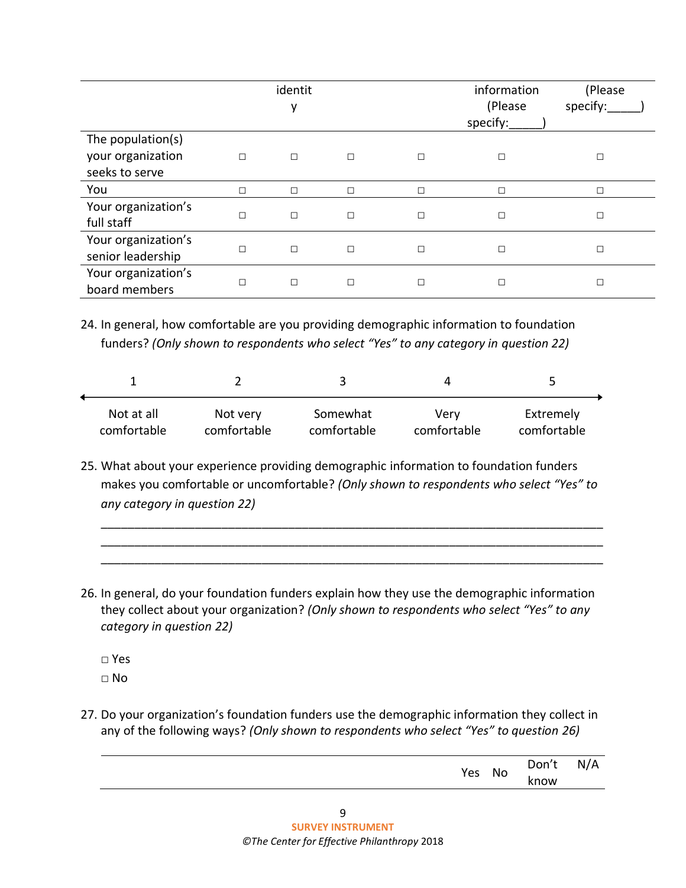| | | identity | | | information (Please specify:_____) | (Please specify:_____) |
|---|---|---|---|---|---|---|
| The population(s) your organization seeks to serve | □ | □ | □ | □ | □ | □ |
| You | □ | □ | □ | □ | □ | □ |
| Your organization's full staff | □ | □ | □ | □ | □ | □ |
| Your organization's senior leadership | □ | □ | □ | □ | □ | □ |
| Your organization's board members | □ | □ | □ | □ | □ | □ |

24. In general, how comfortable are you providing demographic information to foundation funders? *(Only shown to respondents who select "Yes" to any category in question 22)*

| 1 | 2 | 3 | 4 | 5 |
|---|---|---|---|---|
| Not at all comfortable | Not very comfortable | Somewhat comfortable | Very comfortable | Extremely comfortable |

25. What about your experience providing demographic information to foundation funders makes you comfortable or uncomfortable? *(Only shown to respondents who select "Yes" to any category in question 22)*

_______________________________________________________________________________
_______________________________________________________________________________
_______________________________________________________________________________

26. In general, do your foundation funders explain how they use the demographic information they collect about your organization? *(Only shown to respondents who select "Yes" to any category in question 22)*

□ Yes
□ No

27. Do your organization's foundation funders use the demographic information they collect in any of the following ways? *(Only shown to respondents who select "Yes" to question 26)*

| | Yes | No | Don't know | N/A |
|---|---|---|---|---|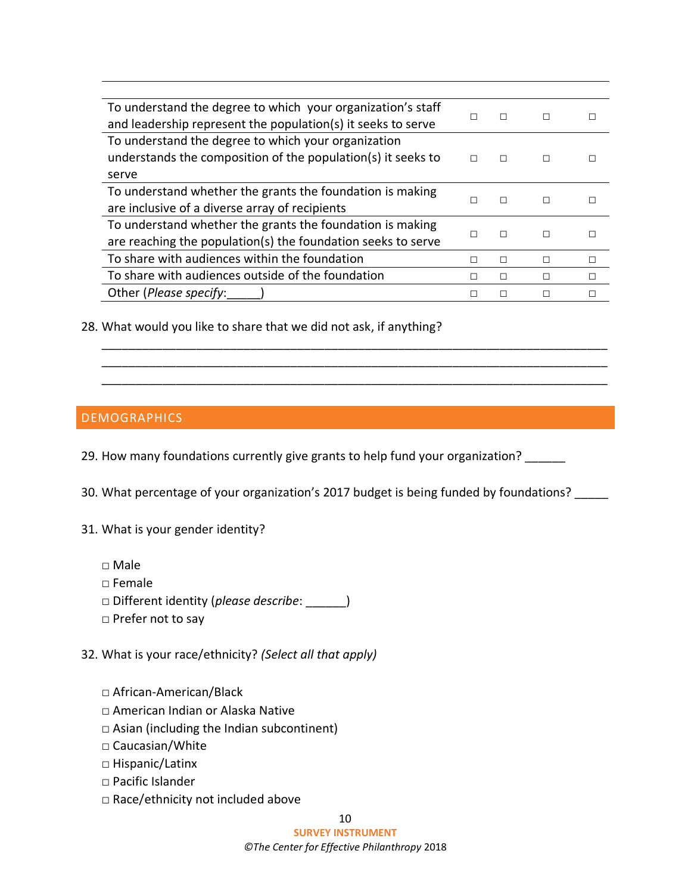| | | | | |
|---|---|---|---|---|
| To understand the degree to which your organization's staff and leadership represent the population(s) it seeks to serve | □ | □ | □ | □ |
| To understand the degree to which your organization understands the composition of the population(s) it seeks to serve | □ | □ | □ | □ |
| To understand whether the grants the foundation is making are inclusive of a diverse array of recipients | □ | □ | □ | □ |
| To understand whether the grants the foundation is making are reaching the population(s) the foundation seeks to serve | □ | □ | □ | □ |
| To share with audiences within the foundation | □ | □ | □ | □ |
| To share with audiences outside of the foundation | □ | □ | □ | □ |
| Other (*Please specify*:_____) | □ | □ | □ | □ |

28. What would you like to share that we did not ask, if anything?

_____________________________________________________________________________
_____________________________________________________________________________
_____________________________________________________________________________

## DEMOGRAPHICS

29. How many foundations currently give grants to help fund your organization? ______

30. What percentage of your organization's 2017 budget is being funded by foundations? _____

31. What is your gender identity?

□ Male
□ Female
□ Different identity (*please describe*: ______)
□ Prefer not to say

32. What is your race/ethnicity? *(Select all that apply)*

□ African-American/Black
□ American Indian or Alaska Native
□ Asian (including the Indian subcontinent)
□ Caucasian/White
□ Hispanic/Latinx
□ Pacific Islander
□ Race/ethnicity not included above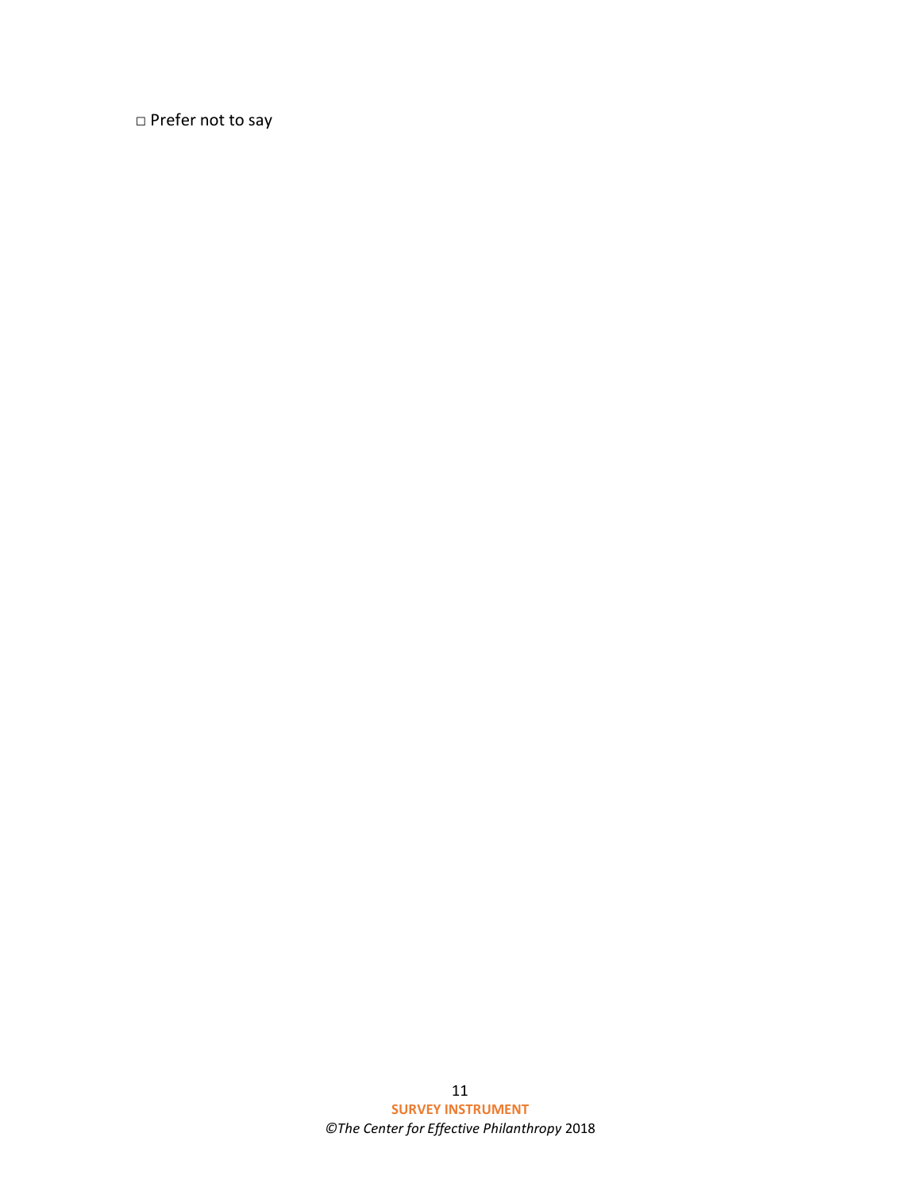□ Prefer not to say